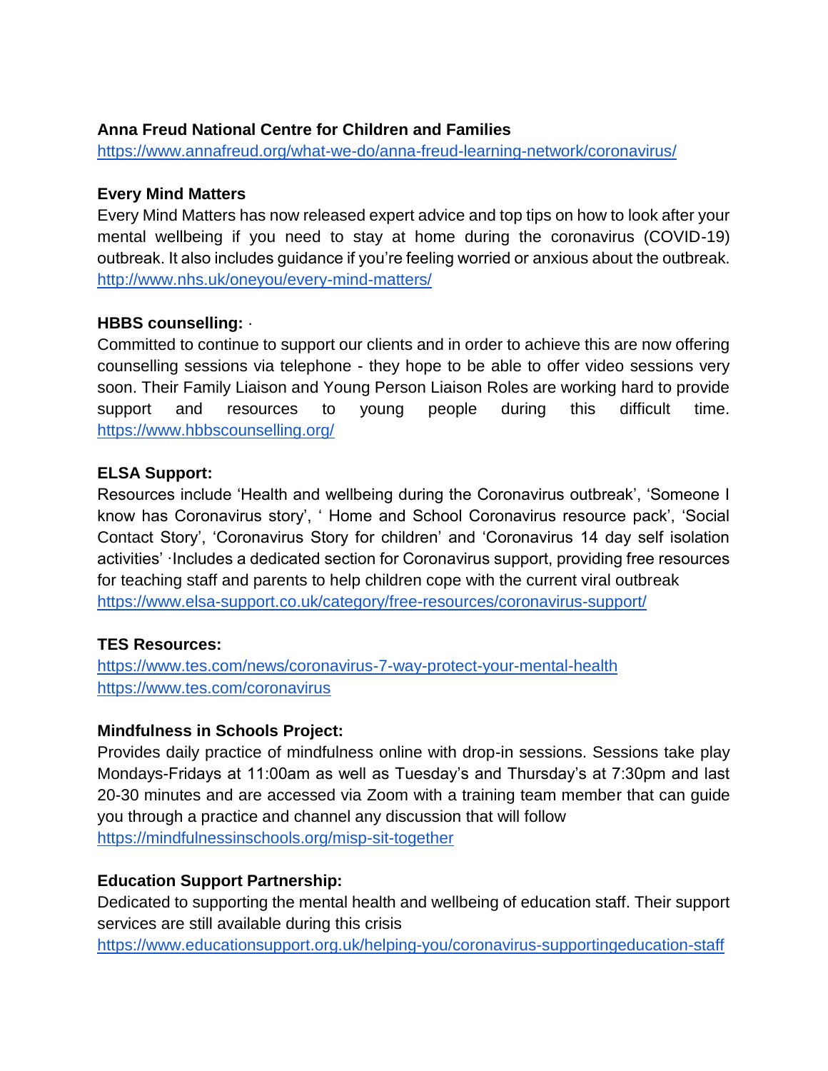**Anna Freud National Centre for Children and Families**
https://www.annafreud.org/what-we-do/anna-freud-learning-network/coronavirus/

**Every Mind Matters**
Every Mind Matters has now released expert advice and top tips on how to look after your mental wellbeing if you need to stay at home during the coronavirus (COVID-19) outbreak. It also includes guidance if you're feeling worried or anxious about the outbreak.
http://www.nhs.uk/oneyou/every-mind-matters/

**HBBS counselling:** ·
Committed to continue to support our clients and in order to achieve this are now offering counselling sessions via telephone - they hope to be able to offer video sessions very soon. Their Family Liaison and Young Person Liaison Roles are working hard to provide support and resources to young people during this difficult time. https://www.hbbscounselling.org/

**ELSA Support:**
Resources include 'Health and wellbeing during the Coronavirus outbreak', 'Someone I know has Coronavirus story', ' Home and School Coronavirus resource pack', 'Social Contact Story', 'Coronavirus Story for children' and 'Coronavirus 14 day self isolation activities' ·Includes a dedicated section for Coronavirus support, providing free resources for teaching staff and parents to help children cope with the current viral outbreak
https://www.elsa-support.co.uk/category/free-resources/coronavirus-support/

**TES Resources:**
https://www.tes.com/news/coronavirus-7-way-protect-your-mental-health
https://www.tes.com/coronavirus

**Mindfulness in Schools Project:**
Provides daily practice of mindfulness online with drop-in sessions. Sessions take play Mondays-Fridays at 11:00am as well as Tuesday's and Thursday's at 7:30pm and last 20-30 minutes and are accessed via Zoom with a training team member that can guide you through a practice and channel any discussion that will follow
https://mindfulnessinschools.org/misp-sit-together

**Education Support Partnership:**
Dedicated to supporting the mental health and wellbeing of education staff. Their support services are still available during this crisis
https://www.educationsupport.org.uk/helping-you/coronavirus-supportingeducation-staff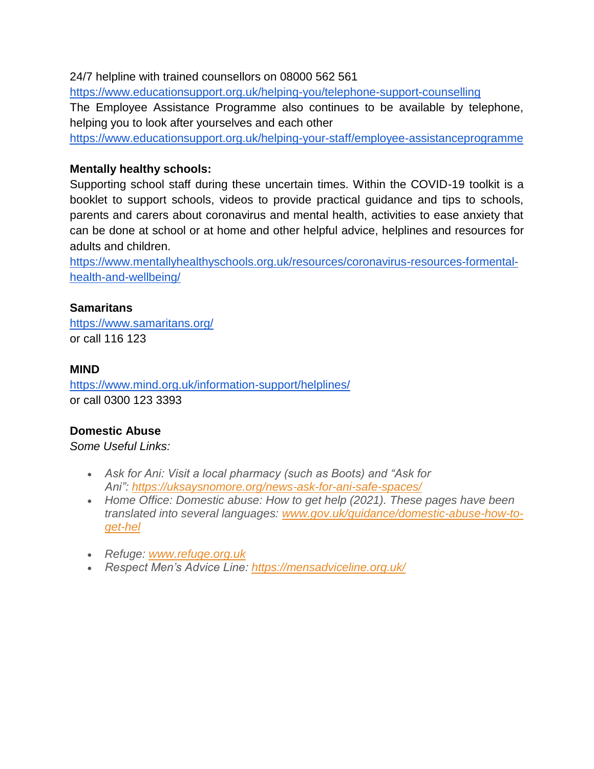24/7 helpline with trained counsellors on 08000 562 561
https://www.educationsupport.org.uk/helping-you/telephone-support-counselling
The Employee Assistance Programme also continues to be available by telephone, helping you to look after yourselves and each other
https://www.educationsupport.org.uk/helping-your-staff/employee-assistanceprogramme

**Mentally healthy schools:**
Supporting school staff during these uncertain times. Within the COVID-19 toolkit is a booklet to support schools, videos to provide practical guidance and tips to schools, parents and carers about coronavirus and mental health, activities to ease anxiety that can be done at school or at home and other helpful advice, helplines and resources for adults and children.
https://www.mentallyhealthyschools.org.uk/resources/coronavirus-resources-formental-health-and-wellbeing/

**Samaritans**
https://www.samaritans.org/
or call 116 123

**MIND**
https://www.mind.org.uk/information-support/helplines/
or call 0300 123 3393

**Domestic Abuse**
*Some Useful Links:*

- *Ask for Ani: Visit a local pharmacy (such as Boots) and "Ask for Ani": https://uksaysnomore.org/news-ask-for-ani-safe-spaces/*
- *Home Office: Domestic abuse: How to get help (2021). These pages have been translated into several languages: www.gov.uk/guidance/domestic-abuse-how-to-get-hel*
- *Refuge: www.refuge.org.uk*
- *Respect Men's Advice Line: https://mensadviceline.org.uk/*